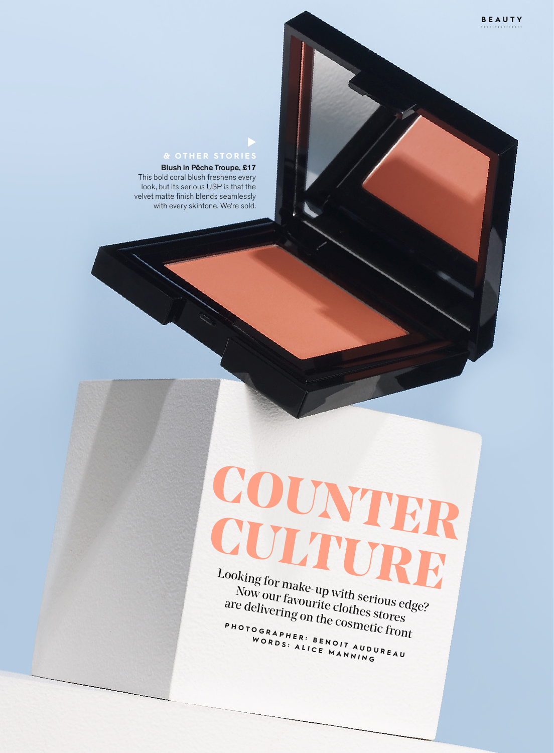# COUNTER CULTURE

Looking for make-up with serious edge? Now our favourite clothes stores are delivering on the cosmetic front

PHOTOGRAPHER: BENOIT AUDUREAU
WORDS: ALICE MANNING

**& OTHER STORIES**

**Blush in Pêche Troupe, £17**
This bold coral blush freshens every look, but its serious USP is that the velvet matte finish blends seamlessly with every skintone. We're sold.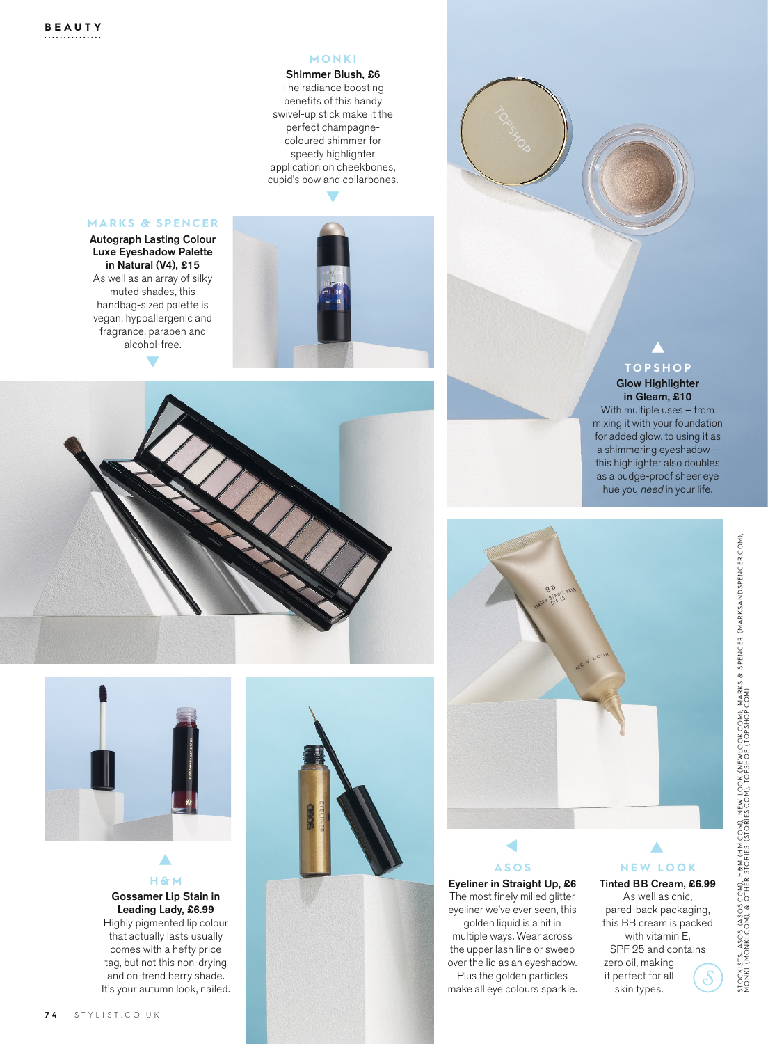## MONKI

**Shimmer Blush, £6**

The radiance boosting benefits of this handy swivel-up stick make it the perfect champagne-coloured shimmer for speedy highlighter application on cheekbones, cupid's bow and collarbones.

## MARKS & SPENCER

**Autograph Lasting Colour Luxe Eyeshadow Palette in Natural (V4), £15**

As well as an array of silky muted shades, this handbag-sized palette is vegan, hypoallergenic and fragrance, paraben and alcohol-free.

## TOPSHOP

**Glow Highlighter in Gleam, £10**

With multiple uses – from mixing it with your foundation for added glow, to using it as a shimmering eyeshadow – this highlighter also doubles as a budge-proof sheer eye hue you *need* in your life.

## H&M

**Gossamer Lip Stain in Leading Lady, £6.99**

Highly pigmented lip colour that actually lasts usually comes with a hefty price tag, but not this non-drying and on-trend berry shade. It's your autumn look, nailed.

## ASOS

**Eyeliner in Straight Up, £6**

The most finely milled glitter eyeliner we've ever seen, this golden liquid is a hit in multiple ways. Wear across the upper lash line or sweep over the lid as an eyeshadow. Plus the golden particles make all eye colours sparkle.

## NEW LOOK

**Tinted BB Cream, £6.99**

As well as chic, pared-back packaging, this BB cream is packed with vitamin E, SPF 25 and contains zero oil, making it perfect for all skin types.

STOCKISTS: ASOS (ASOS.COM), H&M (HM.COM), NEW LOOK (NEWLOOK.COM), MARKS & SPENCER (MARKSANDSPENCER.COM), MONKI (MONKI.COM), & OTHER STORIES (STORIES.COM), TOPSHOP (TOPSHOP.COM)